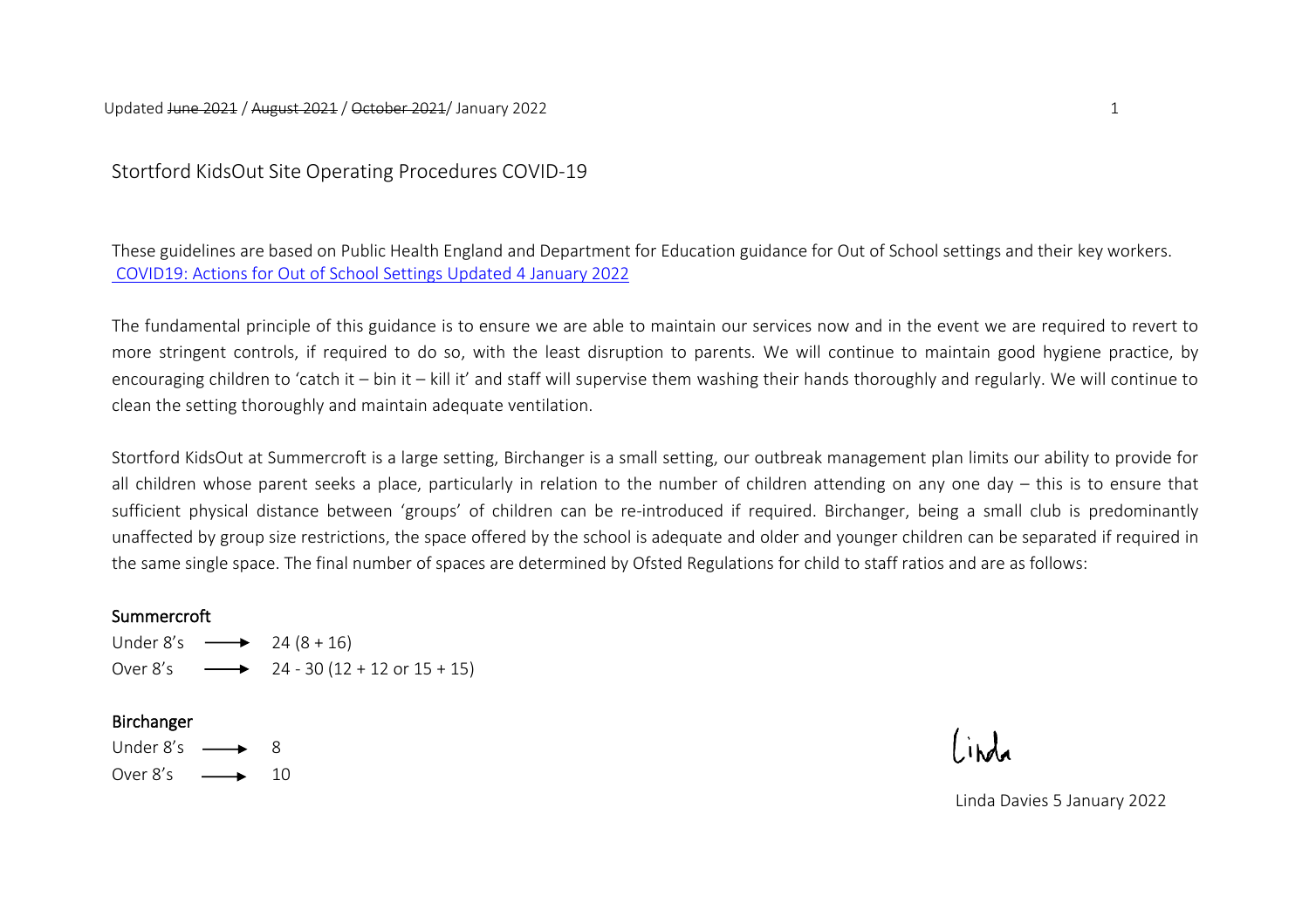Updated ~~June 2021~~ / ~~August 2021~~ / ~~October 2021~~/ January 2022

# Stortford KidsOut Site Operating Procedures COVID-19

These guidelines are based on Public Health England and Department for Education guidance for Out of School settings and their key workers.
[COVID19: Actions for Out of School Settings Updated 4 January 2022]

The fundamental principle of this guidance is to ensure we are able to maintain our services now and in the event we are required to revert to more stringent controls, if required to do so, with the least disruption to parents. We will continue to maintain good hygiene practice, by encouraging children to 'catch it – bin it – kill it' and staff will supervise them washing their hands thoroughly and regularly. We will continue to clean the setting thoroughly and maintain adequate ventilation.

Stortford KidsOut at Summercroft is a large setting, Birchanger is a small setting, our outbreak management plan limits our ability to provide for all children whose parent seeks a place, particularly in relation to the number of children attending on any one day – this is to ensure that sufficient physical distance between 'groups' of children can be re-introduced if required. Birchanger, being a small club is predominantly unaffected by group size restrictions, the space offered by the school is adequate and older and younger children can be separated if required in the same single space. The final number of spaces are determined by Ofsted Regulations for child to staff ratios and are as follows:

**Summercroft**

Under 8's ⟶ 24 (8 + 16)
Over 8's ⟶ 24 - 30 (12 + 12 or 15 + 15)

**Birchanger**

Under 8's ⟶ 8
Over 8's ⟶ 10

Linda

Linda Davies 5 January 2022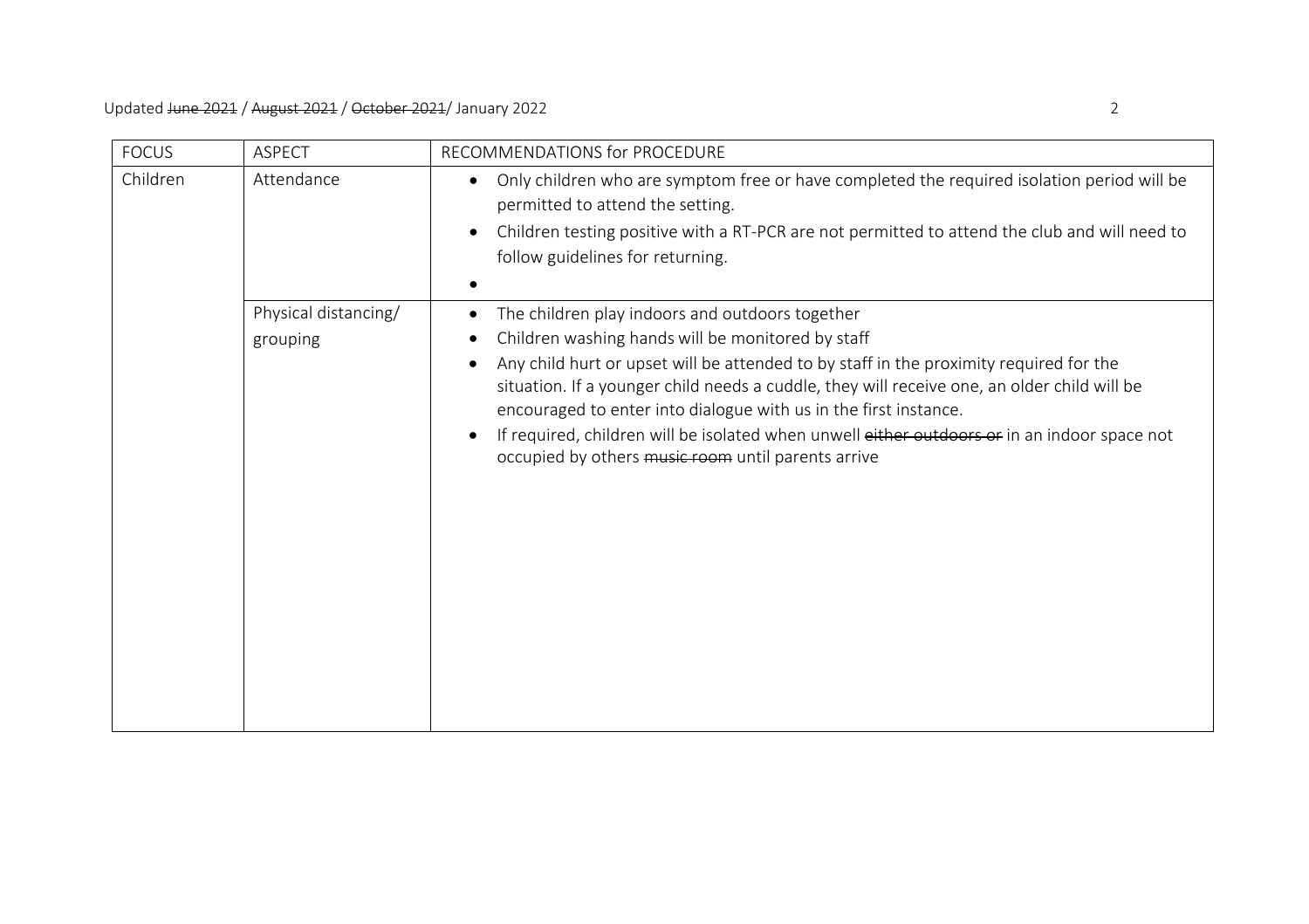| FOCUS | ASPECT | RECOMMENDATIONS for PROCEDURE |
| --- | --- | --- |
| Children | Attendance | • Only children who are symptom free or have completed the required isolation period will be permitted to attend the setting.<br>• Children testing positive with a RT-PCR are not permitted to attend the club and will need to follow guidelines for returning.<br>• |
| | Physical distancing/ grouping | • The children play indoors and outdoors together<br>• Children washing hands will be monitored by staff<br>• Any child hurt or upset will be attended to by staff in the proximity required for the situation. If a younger child needs a cuddle, they will receive one, an older child will be encouraged to enter into dialogue with us in the first instance.<br>• If required, children will be isolated when unwell ~~either outdoors or~~ in an indoor space not occupied by others ~~music room~~ until parents arrive |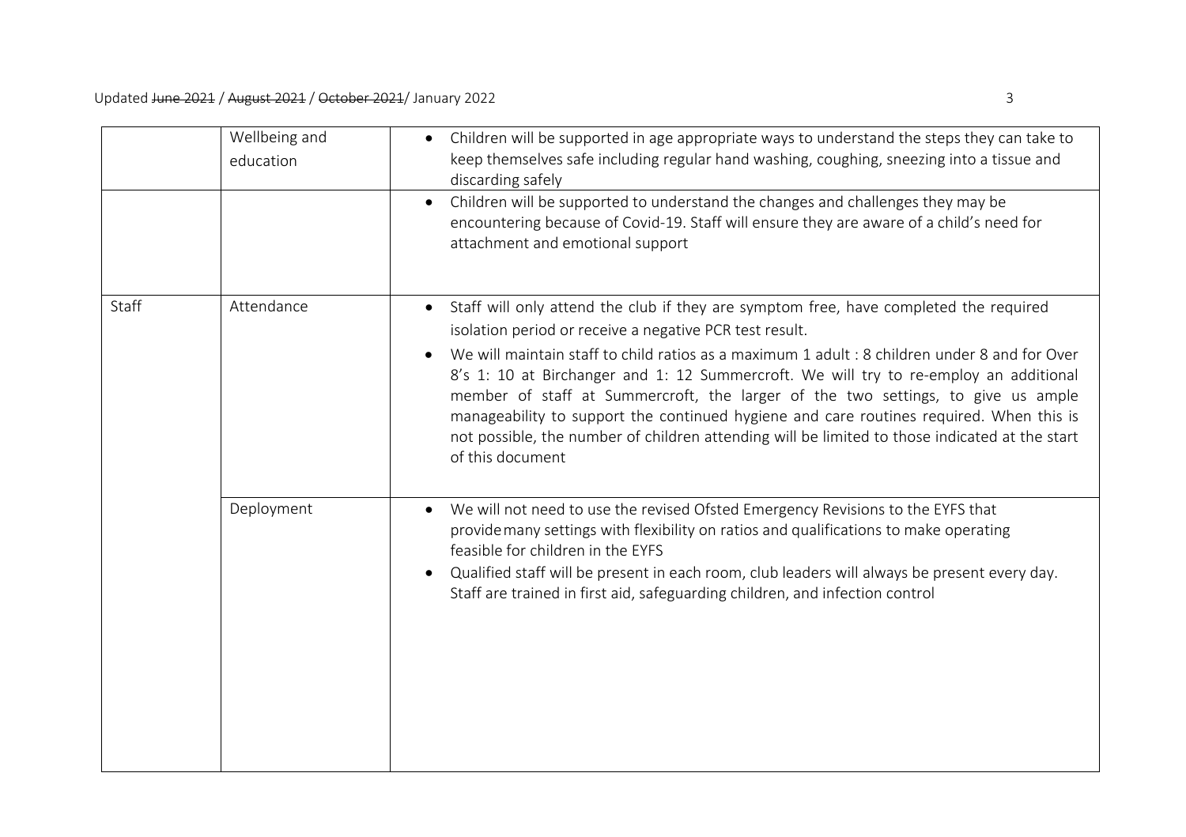| | | |
|---|---|---|
| | Wellbeing and education | • Children will be supported in age appropriate ways to understand the steps they can take to keep themselves safe including regular hand washing, coughing, sneezing into a tissue and discarding safely |
| | | • Children will be supported to understand the changes and challenges they may be encountering because of Covid-19. Staff will ensure they are aware of a child's need for attachment and emotional support |
| Staff | Attendance | • Staff will only attend the club if they are symptom free, have completed the required isolation period or receive a negative PCR test result.<br>• We will maintain staff to child ratios as a maximum 1 adult : 8 children under 8 and for Over 8's 1: 10 at Birchanger and 1: 12 Summercroft. We will try to re-employ an additional member of staff at Summercroft, the larger of the two settings, to give us ample manageability to support the continued hygiene and care routines required. When this is not possible, the number of children attending will be limited to those indicated at the start of this document |
| | Deployment | • We will not need to use the revised Ofsted Emergency Revisions to the EYFS that provide many settings with flexibility on ratios and qualifications to make operating feasible for children in the EYFS<br>• Qualified staff will be present in each room, club leaders will always be present every day. Staff are trained in first aid, safeguarding children, and infection control |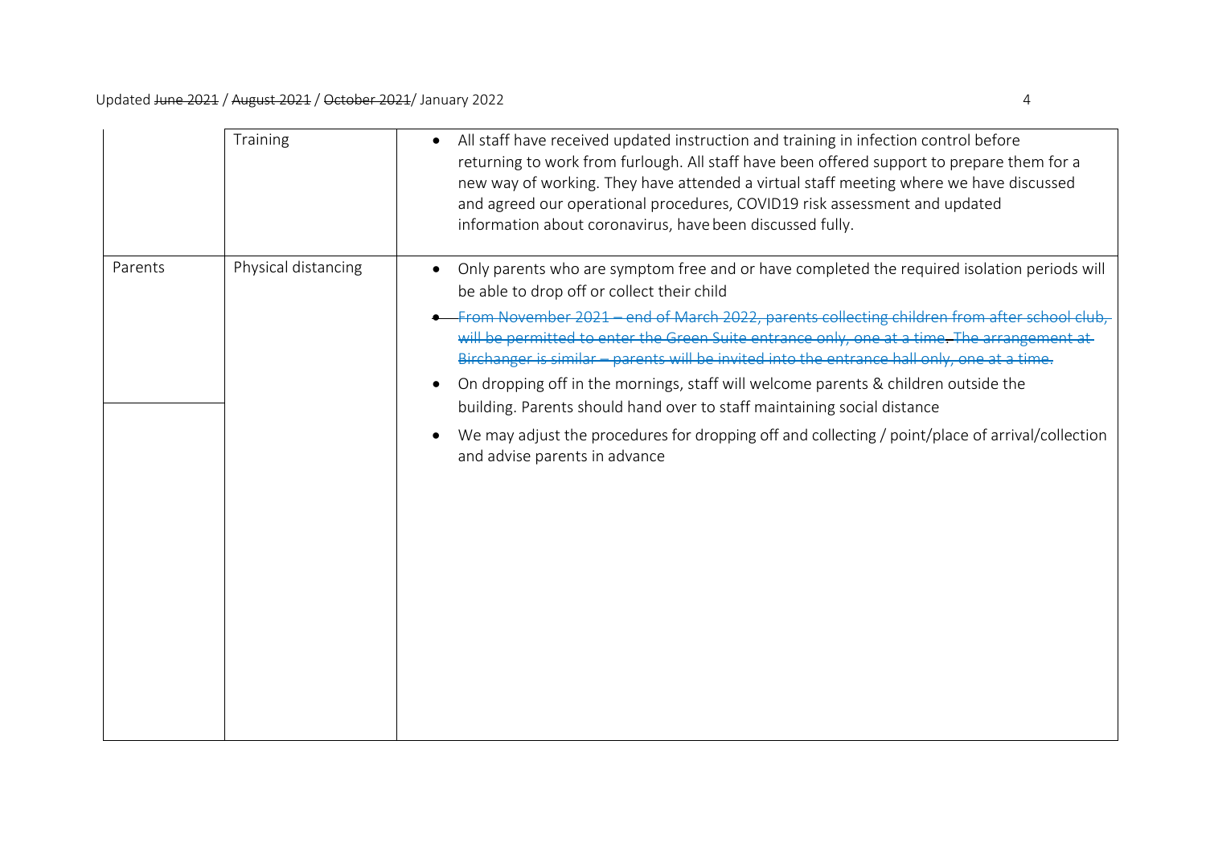| | Training | • All staff have received updated instruction and training in infection control before returning to work from furlough. All staff have been offered support to prepare them for a new way of working. They have attended a virtual staff meeting where we have discussed and agreed our operational procedures, COVID19 risk assessment and updated information about coronavirus, have been discussed fully. |
|---|---|---|
| Parents | Physical distancing | • Only parents who are symptom free and or have completed the required isolation periods will be able to drop off or collect their child<br>• ~~From November 2021 – end of March 2022, parents collecting children from after school club, will be permitted to enter the Green Suite entrance only, one at a time. The arrangement at Birchanger is similar – parents will be invited into the entrance hall only, one at a time.~~<br>• On dropping off in the mornings, staff will welcome parents & children outside the building. Parents should hand over to staff maintaining social distance<br>• We may adjust the procedures for dropping off and collecting / point/place of arrival/collection and advise parents in advance |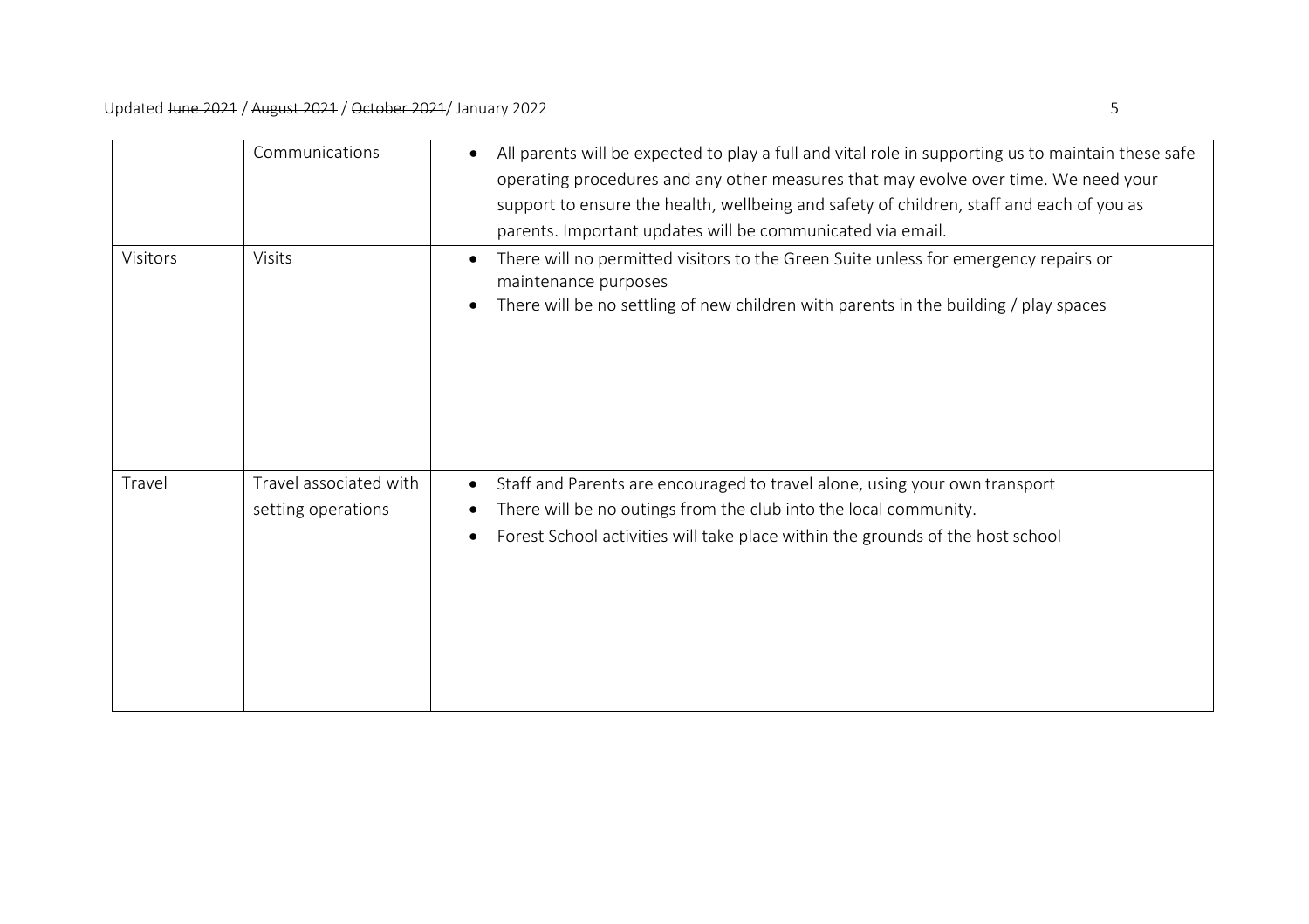| | | |
|---|---|---|
| | Communications | • All parents will be expected to play a full and vital role in supporting us to maintain these safe operating procedures and any other measures that may evolve over time. We need your support to ensure the health, wellbeing and safety of children, staff and each of you as parents. Important updates will be communicated via email. |
| Visitors | Visits | • There will no permitted visitors to the Green Suite unless for emergency repairs or maintenance purposes<br>• There will be no settling of new children with parents in the building / play spaces |
| Travel | Travel associated with setting operations | • Staff and Parents are encouraged to travel alone, using your own transport<br>• There will be no outings from the club into the local community.<br>• Forest School activities will take place within the grounds of the host school |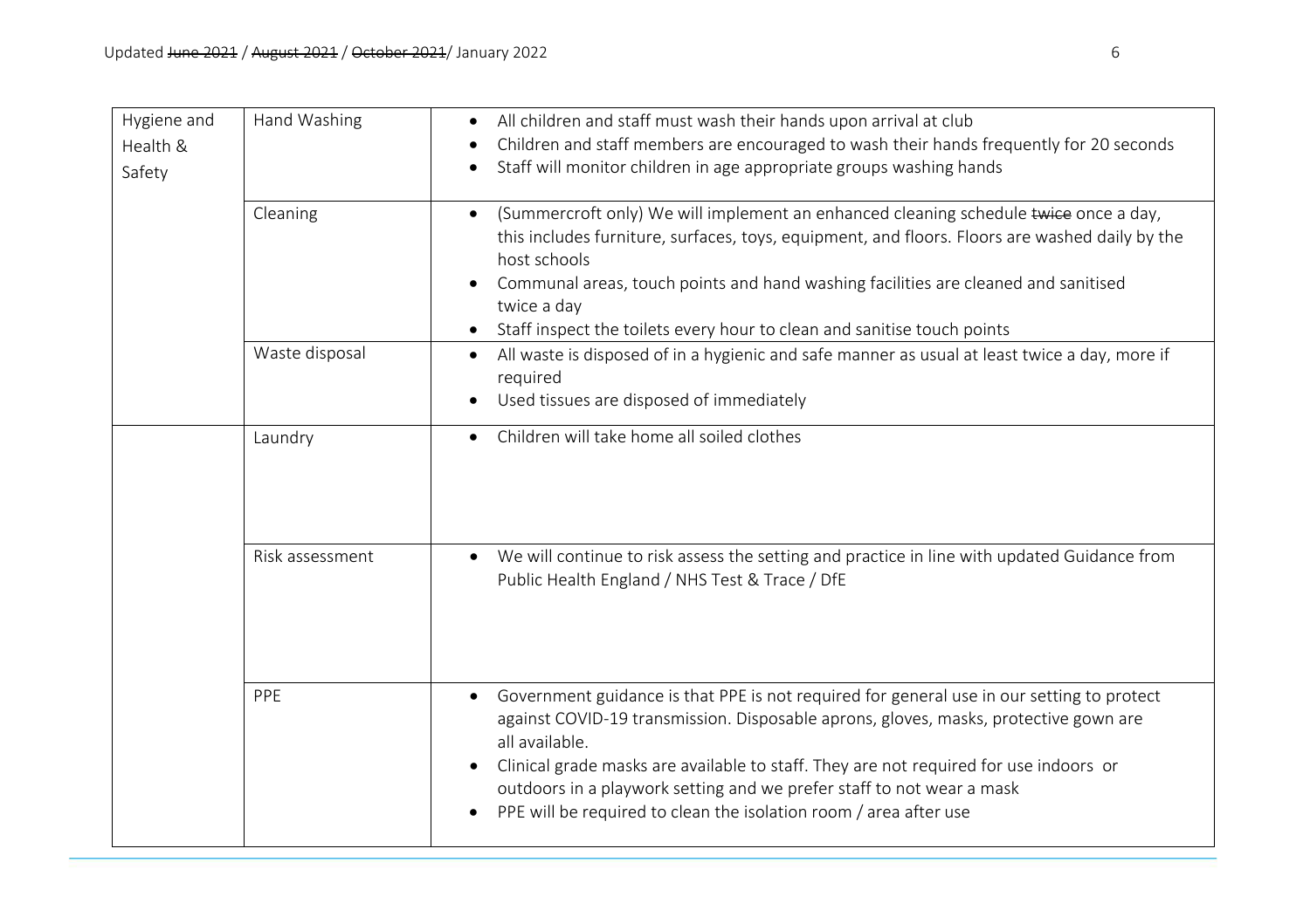| Hygiene and Health & Safety | Hand Washing | • All children and staff must wash their hands upon arrival at club<br>• Children and staff members are encouraged to wash their hands frequently for 20 seconds<br>• Staff will monitor children in age appropriate groups washing hands |
|---|---|---|
| | Cleaning | • (Summercroft only) We will implement an enhanced cleaning schedule ~~twice~~ once a day, this includes furniture, surfaces, toys, equipment, and floors. Floors are washed daily by the host schools<br>• Communal areas, touch points and hand washing facilities are cleaned and sanitised twice a day<br>• Staff inspect the toilets every hour to clean and sanitise touch points |
| | Waste disposal | • All waste is disposed of in a hygienic and safe manner as usual at least twice a day, more if required<br>• Used tissues are disposed of immediately |
| | Laundry | • Children will take home all soiled clothes |
| | Risk assessment | • We will continue to risk assess the setting and practice in line with updated Guidance from Public Health England / NHS Test & Trace / DfE |
| | PPE | • Government guidance is that PPE is not required for general use in our setting to protect against COVID-19 transmission. Disposable aprons, gloves, masks, protective gown are all available.<br>• Clinical grade masks are available to staff. They are not required for use indoors or outdoors in a playwork setting and we prefer staff to not wear a mask<br>• PPE will be required to clean the isolation room / area after use |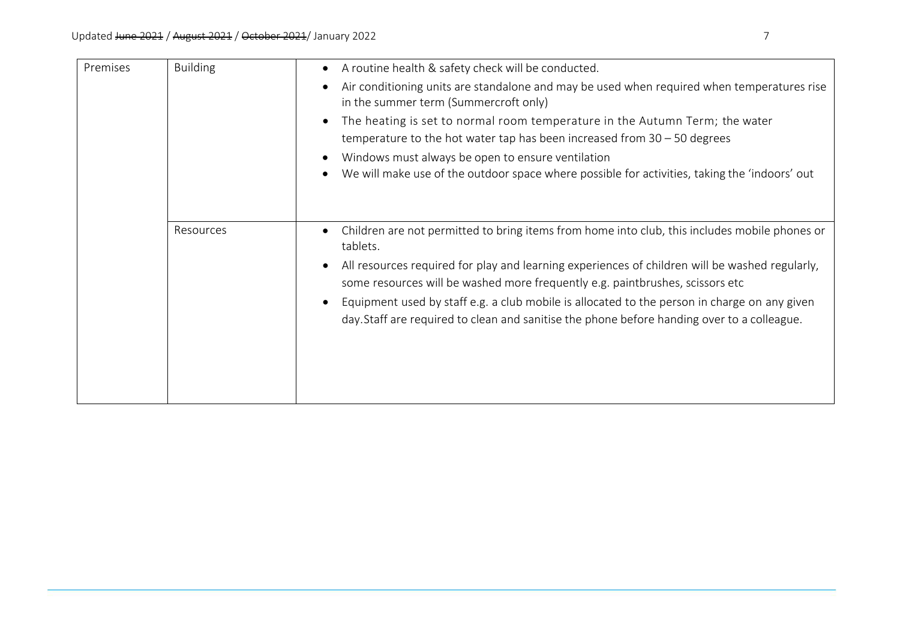| Premises | Building | • A routine health & safety check will be conducted.<br>• Air conditioning units are standalone and may be used when required when temperatures rise in the summer term (Summercroft only)<br>• The heating is set to normal room temperature in the Autumn Term; the water temperature to the hot water tap has been increased from 30 – 50 degrees<br>• Windows must always be open to ensure ventilation<br>• We will make use of the outdoor space where possible for activities, taking the 'indoors' out |
|---|---|---|
| | Resources | • Children are not permitted to bring items from home into club, this includes mobile phones or tablets.<br>• All resources required for play and learning experiences of children will be washed regularly, some resources will be washed more frequently e.g. paintbrushes, scissors etc<br>• Equipment used by staff e.g. a club mobile is allocated to the person in charge on any given day.Staff are required to clean and sanitise the phone before handing over to a colleague. |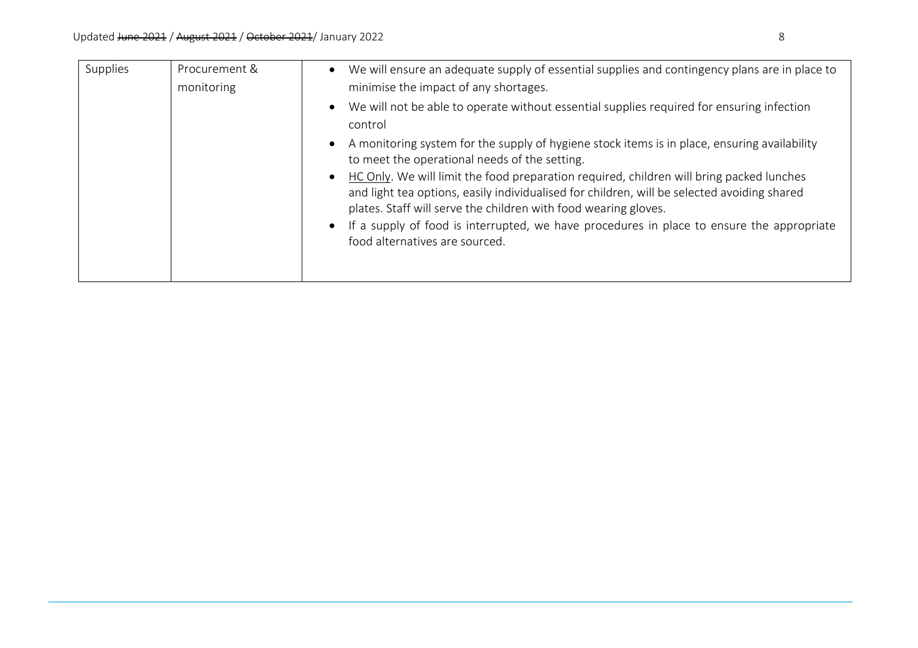| Supplies | Procurement & monitoring | • We will ensure an adequate supply of essential supplies and contingency plans are in place to minimise the impact of any shortages.<br>• We will not be able to operate without essential supplies required for ensuring infection control<br>• A monitoring system for the supply of hygiene stock items is in place, ensuring availability to meet the operational needs of the setting.<br>• HC Only. We will limit the food preparation required, children will bring packed lunches and light tea options, easily individualised for children, will be selected avoiding shared plates. Staff will serve the children with food wearing gloves.<br>• If a supply of food is interrupted, we have procedures in place to ensure the appropriate food alternatives are sourced. |
|---|---|---|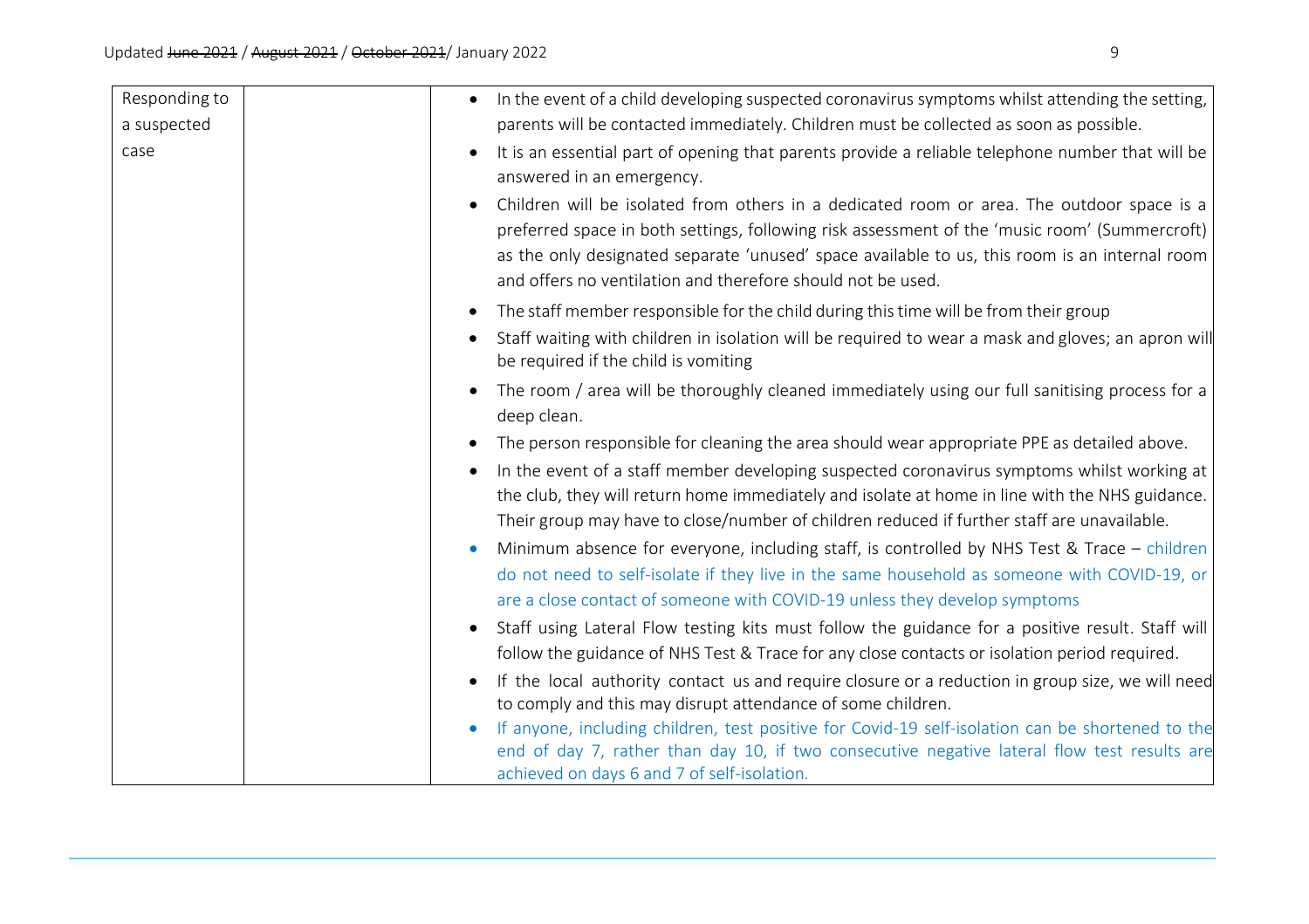| | | |
|---|---|---|
| Responding to a suspected case | | • In the event of a child developing suspected coronavirus symptoms whilst attending the setting, parents will be contacted immediately. Children must be collected as soon as possible.<br>• It is an essential part of opening that parents provide a reliable telephone number that will be answered in an emergency.<br>• Children will be isolated from others in a dedicated room or area. The outdoor space is a preferred space in both settings, following risk assessment of the 'music room' (Summercroft) as the only designated separate 'unused' space available to us, this room is an internal room and offers no ventilation and therefore should not be used.<br>• The staff member responsible for the child during this time will be from their group<br>• Staff waiting with children in isolation will be required to wear a mask and gloves; an apron will be required if the child is vomiting<br>• The room / area will be thoroughly cleaned immediately using our full sanitising process for a deep clean.<br>• The person responsible for cleaning the area should wear appropriate PPE as detailed above.<br>• In the event of a staff member developing suspected coronavirus symptoms whilst working at the club, they will return home immediately and isolate at home in line with the NHS guidance. Their group may have to close/number of children reduced if further staff are unavailable.<br>• Minimum absence for everyone, including staff, is controlled by NHS Test & Trace – children do not need to self-isolate if they live in the same household as someone with COVID-19, or are a close contact of someone with COVID-19 unless they develop symptoms<br>• Staff using Lateral Flow testing kits must follow the guidance for a positive result. Staff will follow the guidance of NHS Test & Trace for any close contacts or isolation period required.<br>• If the local authority contact us and require closure or a reduction in group size, we will need to comply and this may disrupt attendance of some children.<br>• If anyone, including children, test positive for Covid-19 self-isolation can be shortened to the end of day 7, rather than day 10, if two consecutive negative lateral flow test results are achieved on days 6 and 7 of self-isolation. |